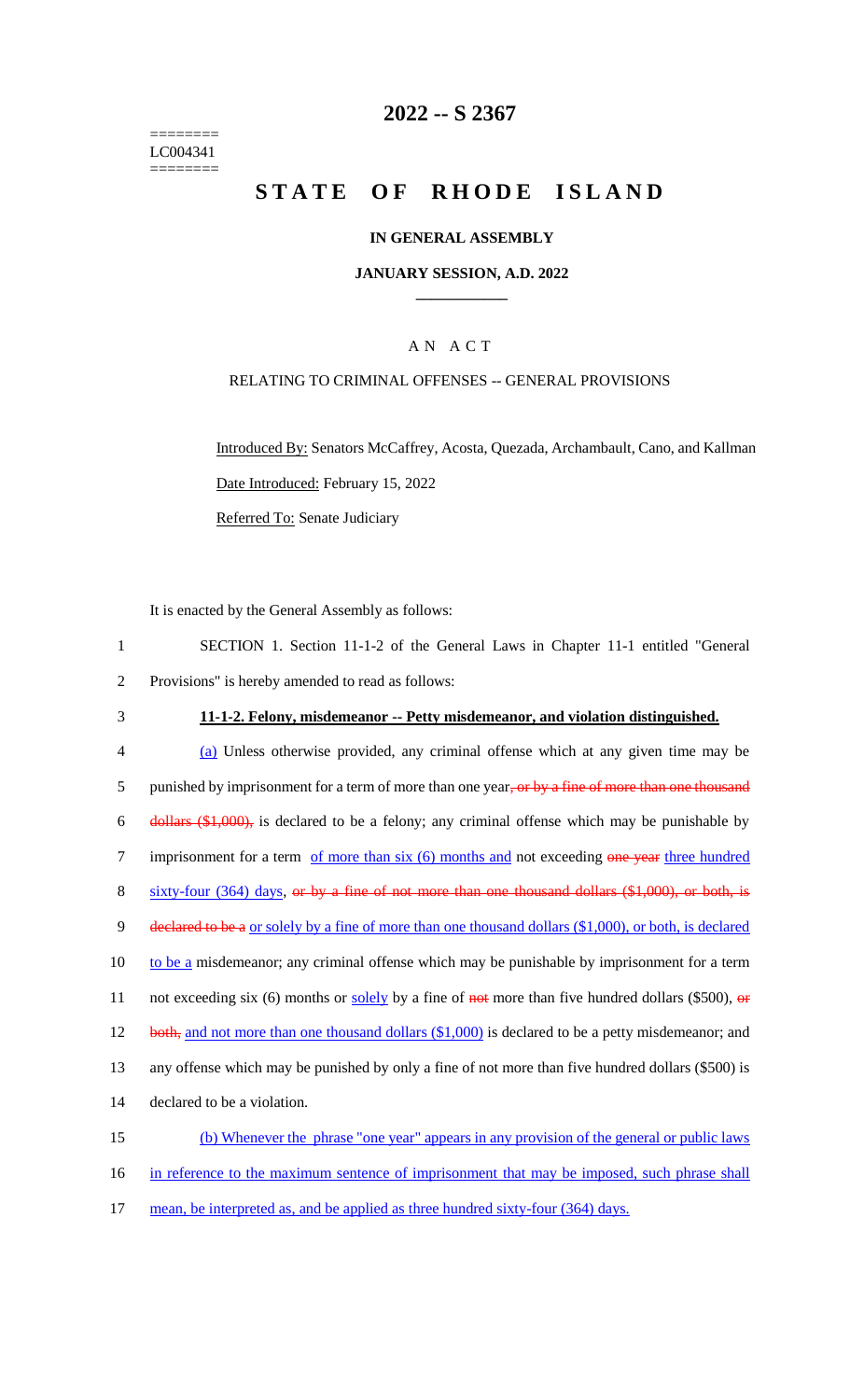========
LC004341
========

# 2022 -- S 2367

# STATE OF RHODE ISLAND

**IN GENERAL ASSEMBLY**

**JANUARY SESSION, A.D. 2022**

A N A C T

RELATING TO CRIMINAL OFFENSES -- GENERAL PROVISIONS

Introduced By: Senators McCaffrey, Acosta, Quezada, Archambault, Cano, and Kallman

Date Introduced: February 15, 2022

Referred To: Senate Judiciary

It is enacted by the General Assembly as follows:

1 SECTION 1. Section 11-1-2 of the General Laws in Chapter 11-1 entitled "General
2 Provisions" is hereby amended to read as follows:

3 **11-1-2. Felony, misdemeanor -- Petty misdemeanor, and violation distinguished.**

4 (a) Unless otherwise provided, any criminal offense which at any given time may be
5 punished by imprisonment for a term of more than one year, or by a fine of more than one thousand
6 dollars ($1,000), is declared to be a felony; any criminal offense which may be punishable by
7 imprisonment for a term of more than six (6) months and not exceeding one year three hundred
8 sixty-four (364) days, or by a fine of not more than one thousand dollars ($1,000), or both, is
9 declared to be a or solely by a fine of more than one thousand dollars ($1,000), or both, is declared
10 to be a misdemeanor; any criminal offense which may be punishable by imprisonment for a term
11 not exceeding six (6) months or solely by a fine of not more than five hundred dollars ($500), or
12 both, and not more than one thousand dollars ($1,000) is declared to be a petty misdemeanor; and
13 any offense which may be punished by only a fine of not more than five hundred dollars ($500) is
14 declared to be a violation.

15 (b) Whenever the phrase "one year" appears in any provision of the general or public laws
16 in reference to the maximum sentence of imprisonment that may be imposed, such phrase shall
17 mean, be interpreted as, and be applied as three hundred sixty-four (364) days.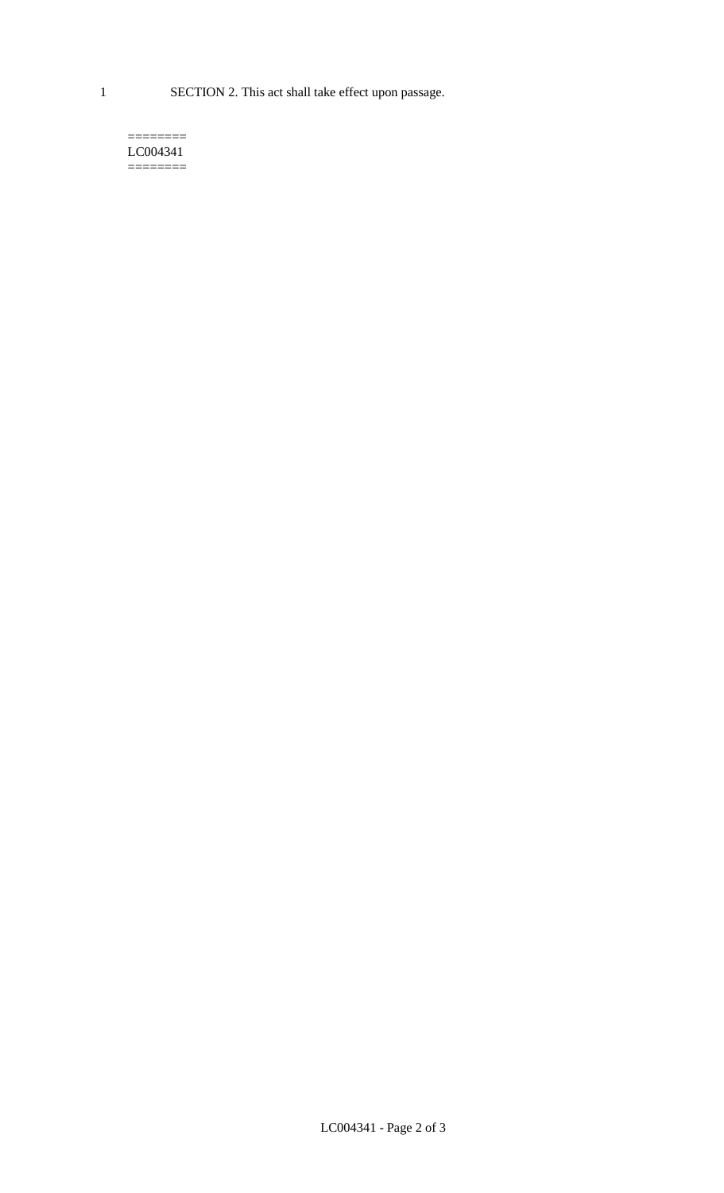SECTION 2. This act shall take effect upon passage.

========
LC004341
========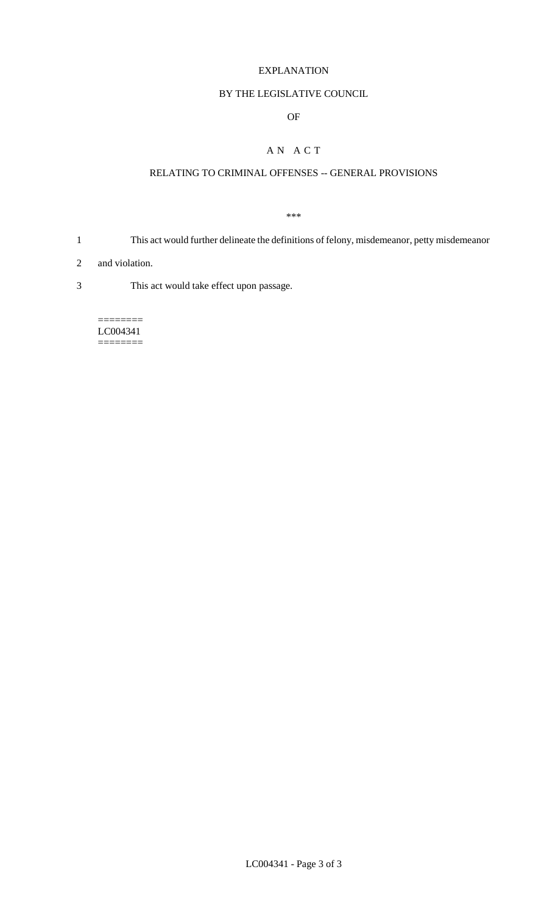EXPLANATION

BY THE LEGISLATIVE COUNCIL

OF

A N A C T

RELATING TO CRIMINAL OFFENSES -- GENERAL PROVISIONS

***

1 This act would further delineate the definitions of felony, misdemeanor, petty misdemeanor

2 and violation.

3 This act would take effect upon passage.

========
LC004341
========